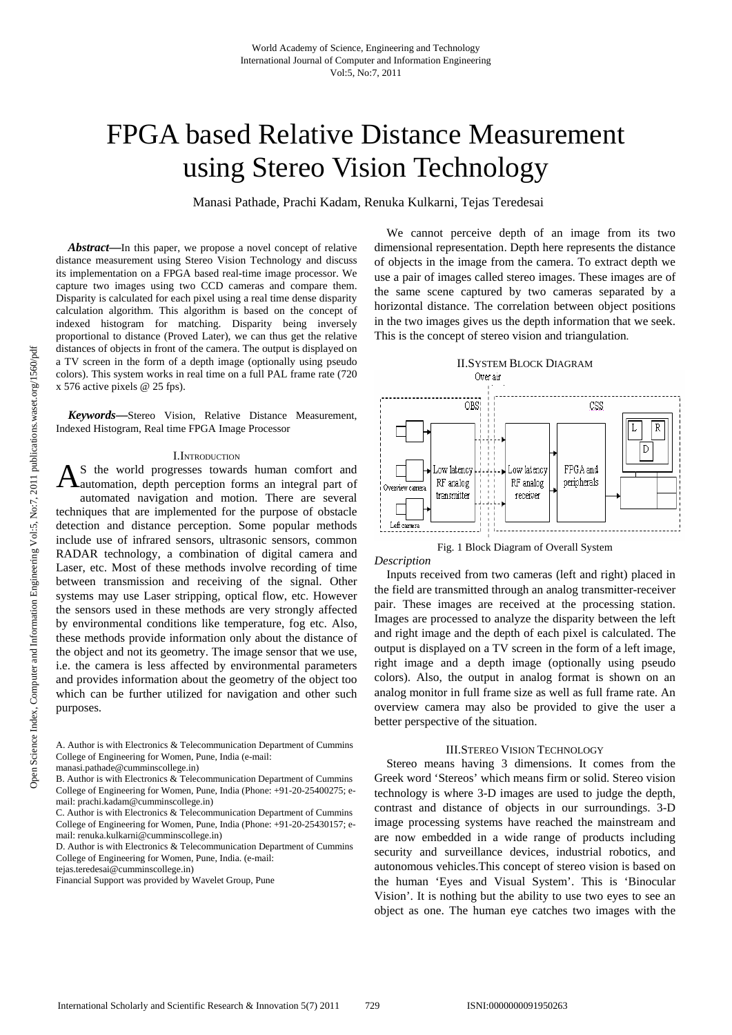# FPGA based Relative Distance Measurement using Stereo Vision Technology

Manasi Pathade, Prachi Kadam, Renuka Kulkarni, Tejas Teredesai

***Abstract*****—**In this paper, we propose a novel concept of relative distance measurement using Stereo Vision Technology and discuss its implementation on a FPGA based real-time image processor. We capture two images using two CCD cameras and compare them. Disparity is calculated for each pixel using a real time dense disparity calculation algorithm. This algorithm is based on the concept of indexed histogram for matching. Disparity being inversely proportional to distance (Proved Later), we can thus get the relative distances of objects in front of the camera. The output is displayed on a TV screen in the form of a depth image (optionally using pseudo colors). This system works in real time on a full PAL frame rate (720 x 576 active pixels @ 25 fps).

***Keywords*****—**Stereo Vision, Relative Distance Measurement, Indexed Histogram, Real time FPGA Image Processor

## I. Introduction

As the world progresses towards human comfort and automation, depth perception forms an integral part of automated navigation and motion. There are several techniques that are implemented for the purpose of obstacle detection and distance perception. Some popular methods include use of infrared sensors, ultrasonic sensors, common RADAR technology, a combination of digital camera and Laser, etc. Most of these methods involve recording of time between transmission and receiving of the signal. Other systems may use Laser stripping, optical flow, etc. However the sensors used in these methods are very strongly affected by environmental conditions like temperature, fog etc. Also, these methods provide information only about the distance of the object and not its geometry. The image sensor that we use, i.e. the camera is less affected by environmental parameters and provides information about the geometry of the object too which can be further utilized for navigation and other such purposes.

A. Author is with Electronics & Telecommunication Department of Cummins College of Engineering for Women, Pune, India (e-mail: manasi.pathade@cumminscollege.in)

B. Author is with Electronics & Telecommunication Department of Cummins College of Engineering for Women, Pune, India (Phone: +91-20-25400275; e-mail: prachi.kadam@cumminscollege.in)

C. Author is with Electronics & Telecommunication Department of Cummins College of Engineering for Women, Pune, India (Phone: +91-20-25430157; e-mail: renuka.kulkarni@cumminscollege.in)

D. Author is with Electronics & Telecommunication Department of Cummins College of Engineering for Women, Pune, India. (e-mail: tejas.teredesai@cumminscollege.in)

Financial Support was provided by Wavelet Group, Pune

We cannot perceive depth of an image from its two dimensional representation. Depth here represents the distance of objects in the image from the camera. To extract depth we use a pair of images called stereo images. These images are of the same scene captured by two cameras separated by a horizontal distance. The correlation between object positions in the two images gives us the depth information that we seek. This is the concept of stereo vision and triangulation.

## II. System Block Diagram

Fig. 1 Block Diagram of Overall System

*Description*

Inputs received from two cameras (left and right) placed in the field are transmitted through an analog transmitter-receiver pair. These images are received at the processing station. Images are processed to analyze the disparity between the left and right image and the depth of each pixel is calculated. The output is displayed on a TV screen in the form of a left image, right image and a depth image (optionally using pseudo colors). Also, the output in analog format is shown on an analog monitor in full frame size as well as full frame rate. An overview camera may also be provided to give the user a better perspective of the situation.

## III. Stereo Vision Technology

Stereo means having 3 dimensions. It comes from the Greek word 'Stereos' which means firm or solid. Stereo vision technology is where 3-D images are used to judge the depth, contrast and distance of objects in our surroundings. 3-D image processing systems have reached the mainstream and are now embedded in a wide range of products including security and surveillance devices, industrial robotics, and autonomous vehicles.This concept of stereo vision is based on the human 'Eyes and Visual System'. This is 'Binocular Vision'. It is nothing but the ability to use two eyes to see an object as one. The human eye catches two images with the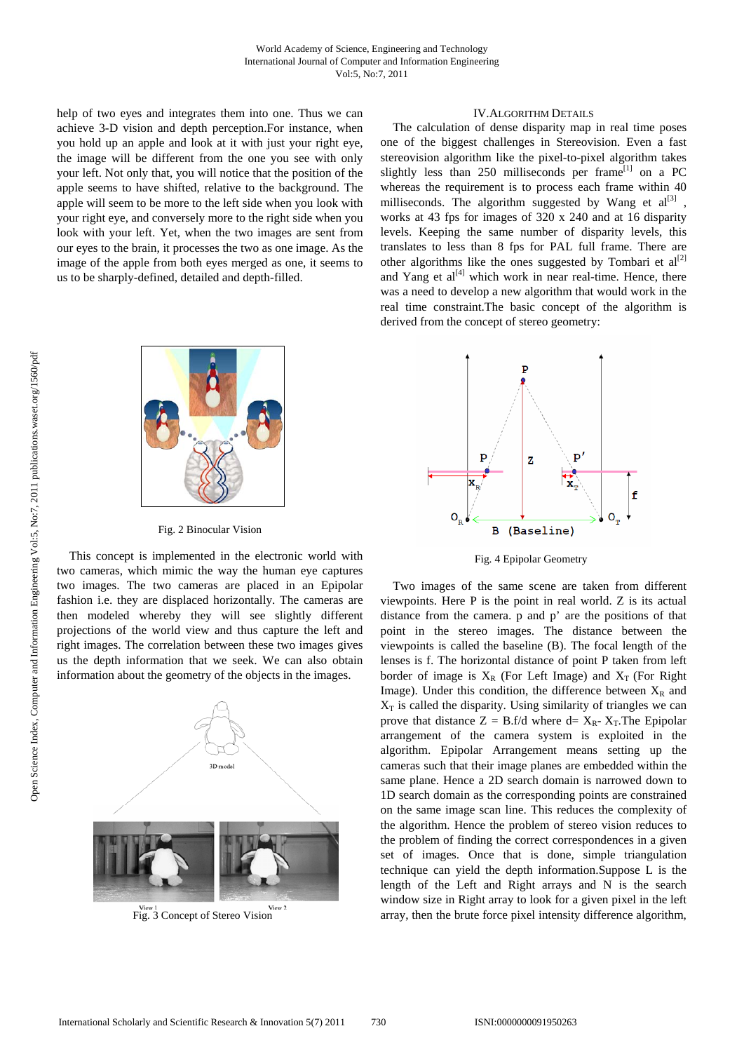help of two eyes and integrates them into one. Thus we can achieve 3-D vision and depth perception.For instance, when you hold up an apple and look at it with just your right eye, the image will be different from the one you see with only your left. Not only that, you will notice that the position of the apple seems to have shifted, relative to the background. The apple will seem to be more to the left side when you look with your right eye, and conversely more to the right side when you look with your left. Yet, when the two images are sent from our eyes to the brain, it processes the two as one image. As the image of the apple from both eyes merged as one, it seems to us to be sharply-defined, detailed and depth-filled.

Fig. 2 Binocular Vision

This concept is implemented in the electronic world with two cameras, which mimic the way the human eye captures two images. The two cameras are placed in an Epipolar fashion i.e. they are displaced horizontally. The cameras are then modeled whereby they will see slightly different projections of the world view and thus capture the left and right images. The correlation between these two images gives us the depth information that we seek. We can also obtain information about the geometry of the objects in the images.

Fig. 3 Concept of Stereo Vision

## IV. Algorithm Details

The calculation of dense disparity map in real time poses one of the biggest challenges in Stereovision. Even a fast stereovision algorithm like the pixel-to-pixel algorithm takes slightly less than 250 milliseconds per frame[1] on a PC whereas the requirement is to process each frame within 40 milliseconds. The algorithm suggested by Wang et al[3] , works at 43 fps for images of 320 x 240 and at 16 disparity levels. Keeping the same number of disparity levels, this translates to less than 8 fps for PAL full frame. There are other algorithms like the ones suggested by Tombari et al[2] and Yang et al[4] which work in near real-time. Hence, there was a need to develop a new algorithm that would work in the real time constraint.The basic concept of the algorithm is derived from the concept of stereo geometry:

Fig. 4 Epipolar Geometry

Two images of the same scene are taken from different viewpoints. Here P is the point in real world. Z is its actual distance from the camera. p and p' are the positions of that point in the stereo images. The distance between the viewpoints is called the baseline (B). The focal length of the lenses is f. The horizontal distance of point P taken from left border of image is $X_R$ (For Left Image) and $X_T$ (For Right Image). Under this condition, the difference between $X_R$ and $X_T$ is called the disparity. Using similarity of triangles we can prove that distance $Z = B.f/d$ where $d= X_R- X_T$.The Epipolar arrangement of the camera system is exploited in the algorithm. Epipolar Arrangement means setting up the cameras such that their image planes are embedded within the same plane. Hence a 2D search domain is narrowed down to 1D search domain as the corresponding points are constrained on the same image scan line. This reduces the complexity of the algorithm. Hence the problem of stereo vision reduces to the problem of finding the correct correspondences in a given set of images. Once that is done, simple triangulation technique can yield the depth information.Suppose L is the length of the Left and Right arrays and N is the search window size in Right array to look for a given pixel in the left array, then the brute force pixel intensity difference algorithm,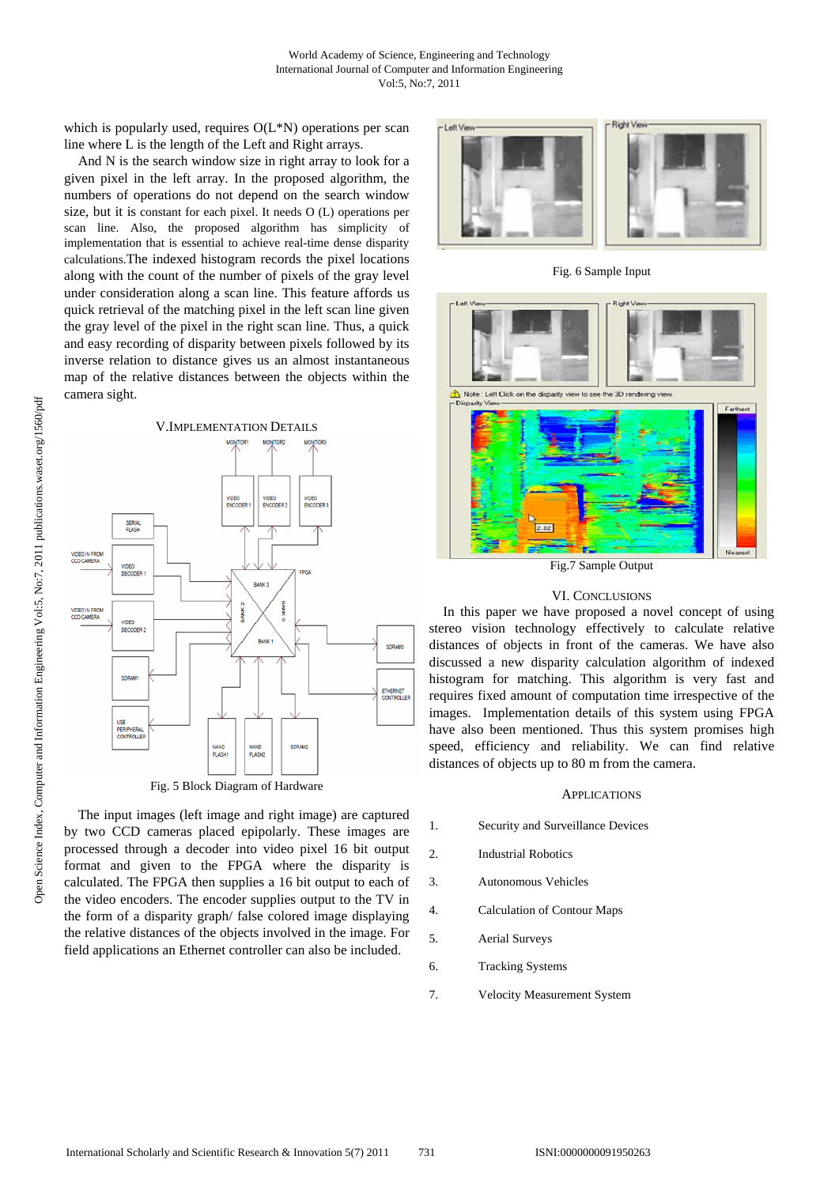which is popularly used, requires O(L*N) operations per scan line where L is the length of the Left and Right arrays.

And N is the search window size in right array to look for a given pixel in the left array. In the proposed algorithm, the numbers of operations do not depend on the search window size, but it is constant for each pixel. It needs O (L) operations per scan line. Also, the proposed algorithm has simplicity of implementation that is essential to achieve real-time dense disparity calculations.The indexed histogram records the pixel locations along with the count of the number of pixels of the gray level under consideration along a scan line. This feature affords us quick retrieval of the matching pixel in the left scan line given the gray level of the pixel in the right scan line. Thus, a quick and easy recording of disparity between pixels followed by its inverse relation to distance gives us an almost instantaneous map of the relative distances between the objects within the camera sight.

## V. Implementation Details

Fig. 5 Block Diagram of Hardware

The input images (left image and right image) are captured by two CCD cameras placed epipolarly. These images are processed through a decoder into video pixel 16 bit output format and given to the FPGA where the disparity is calculated. The FPGA then supplies a 16 bit output to each of the video encoders. The encoder supplies output to the TV in the form of a disparity graph/ false colored image displaying the relative distances of the objects involved in the image. For field applications an Ethernet controller can also be included.

Fig. 6 Sample Input

Fig.7 Sample Output

## VI. Conclusions

In this paper we have proposed a novel concept of using stereo vision technology effectively to calculate relative distances of objects in front of the cameras. We have also discussed a new disparity calculation algorithm of indexed histogram for matching. This algorithm is very fast and requires fixed amount of computation time irrespective of the images. Implementation details of this system using FPGA have also been mentioned. Thus this system promises high speed, efficiency and reliability. We can find relative distances of objects up to 80 m from the camera.

## Applications

1. Security and Surveillance Devices
2. Industrial Robotics
3. Autonomous Vehicles
4. Calculation of Contour Maps
5. Aerial Surveys
6. Tracking Systems
7. Velocity Measurement System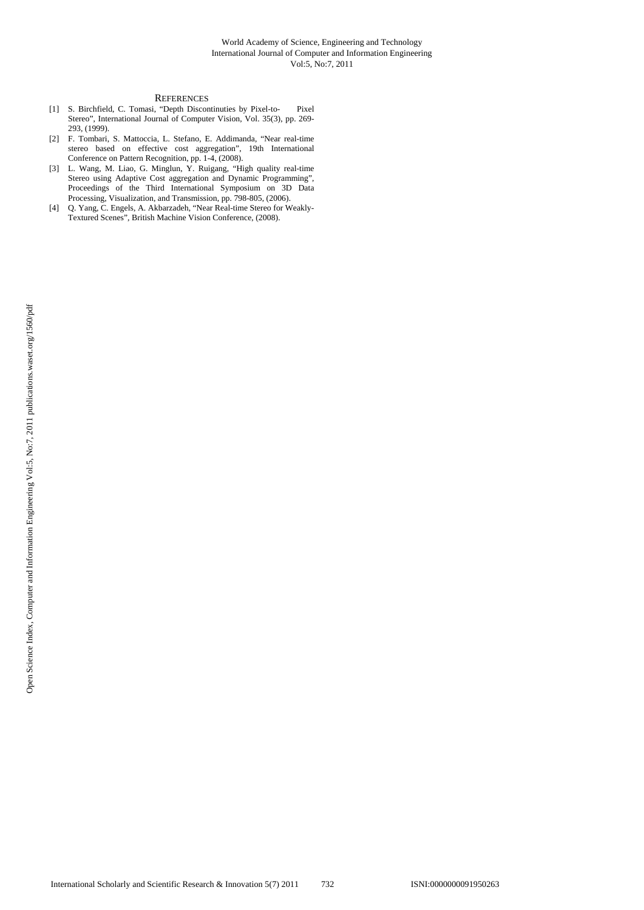## REFERENCES

[1] S. Birchfield, C. Tomasi, "Depth Discontinuties by Pixel-to- Pixel Stereo", International Journal of Computer Vision, Vol. 35(3), pp. 269-293, (1999).

[2] F. Tombari, S. Mattoccia, L. Stefano, E. Addimanda, "Near real-time stereo based on effective cost aggregation", 19th International Conference on Pattern Recognition, pp. 1-4, (2008).

[3] L. Wang, M. Liao, G. Minglun, Y. Ruigang, "High quality real-time Stereo using Adaptive Cost aggregation and Dynamic Programming", Proceedings of the Third International Symposium on 3D Data Processing, Visualization, and Transmission, pp. 798-805, (2006).

[4] Q. Yang, C. Engels, A. Akbarzadeh, "Near Real-time Stereo for Weakly-Textured Scenes", British Machine Vision Conference, (2008).